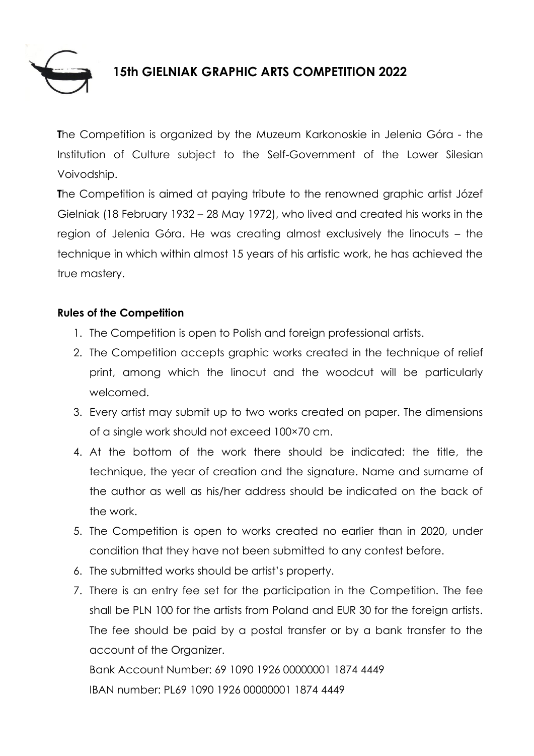# 15th GIELNIAK GRAPHIC ARTS COMPETITION 2022

**T**he Competition is organized by the Muzeum Karkonoskie in Jelenia Góra - the Institution of Culture subject to the Self-Government of the Lower Silesian Voivodship.

**T**he Competition is aimed at paying tribute to the renowned graphic artist Józef Gielniak (18 February 1932 – 28 May 1972), who lived and created his works in the region of Jelenia Góra. He was creating almost exclusively the linocuts – the technique in which within almost 15 years of his artistic work, he has achieved the true mastery.

**Rules of the Competition**

1. The Competition is open to Polish and foreign professional artists.
2. The Competition accepts graphic works created in the technique of relief print, among which the linocut and the woodcut will be particularly welcomed.
3. Every artist may submit up to two works created on paper. The dimensions of a single work should not exceed 100×70 cm.
4. At the bottom of the work there should be indicated: the title, the technique, the year of creation and the signature. Name and surname of the author as well as his/her address should be indicated on the back of the work.
5. The Competition is open to works created no earlier than in 2020, under condition that they have not been submitted to any contest before.
6. The submitted works should be artist's property.
7. There is an entry fee set for the participation in the Competition. The fee shall be PLN 100 for the artists from Poland and EUR 30 for the foreign artists. The fee should be paid by a postal transfer or by a bank transfer to the account of the Organizer.

   Bank Account Number: 69 1090 1926 00000001 1874 4449

   IBAN number: PL69 1090 1926 00000001 1874 4449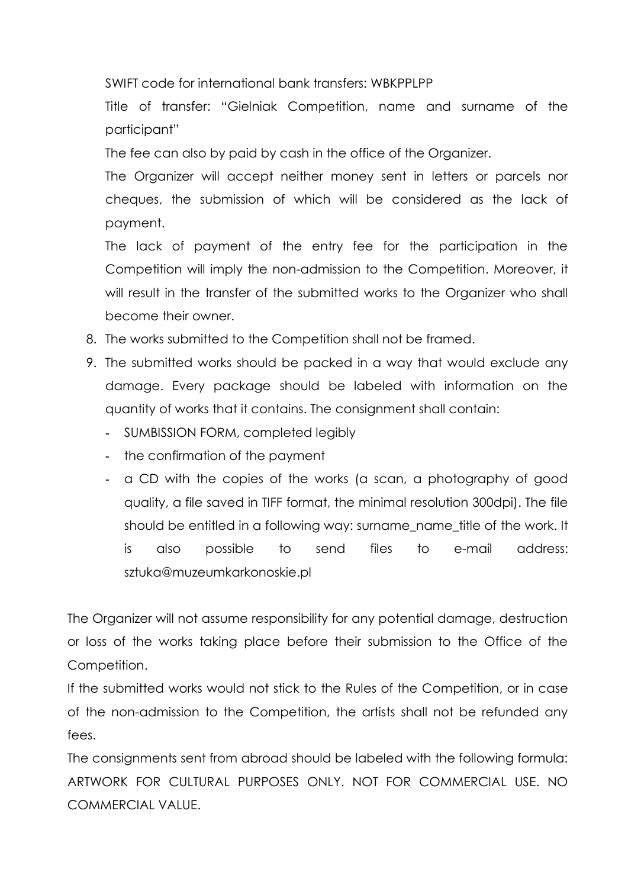SWIFT code for international bank transfers: WBKPPLPP

Title of transfer: "Gielniak Competition, name and surname of the participant"

The fee can also by paid by cash in the office of the Organizer.

The Organizer will accept neither money sent in letters or parcels nor cheques, the submission of which will be considered as the lack of payment.

The lack of payment of the entry fee for the participation in the Competition will imply the non-admission to the Competition. Moreover, it will result in the transfer of the submitted works to the Organizer who shall become their owner.

8. The works submitted to the Competition shall not be framed.
9. The submitted works should be packed in a way that would exclude any damage. Every package should be labeled with information on the quantity of works that it contains. The consignment shall contain:
   - SUMBISSION FORM, completed legibly
   - the confirmation of the payment
   - a CD with the copies of the works (a scan, a photography of good quality, a file saved in TIFF format, the minimal resolution 300dpi). The file should be entitled in a following way: surname_name_title of the work. It is also possible to send files to e-mail address: sztuka@muzeumkarkonoskie.pl

The Organizer will not assume responsibility for any potential damage, destruction or loss of the works taking place before their submission to the Office of the Competition.

If the submitted works would not stick to the Rules of the Competition, or in case of the non-admission to the Competition, the artists shall not be refunded any fees.

The consignments sent from abroad should be labeled with the following formula: ARTWORK FOR CULTURAL PURPOSES ONLY. NOT FOR COMMERCIAL USE. NO COMMERCIAL VALUE.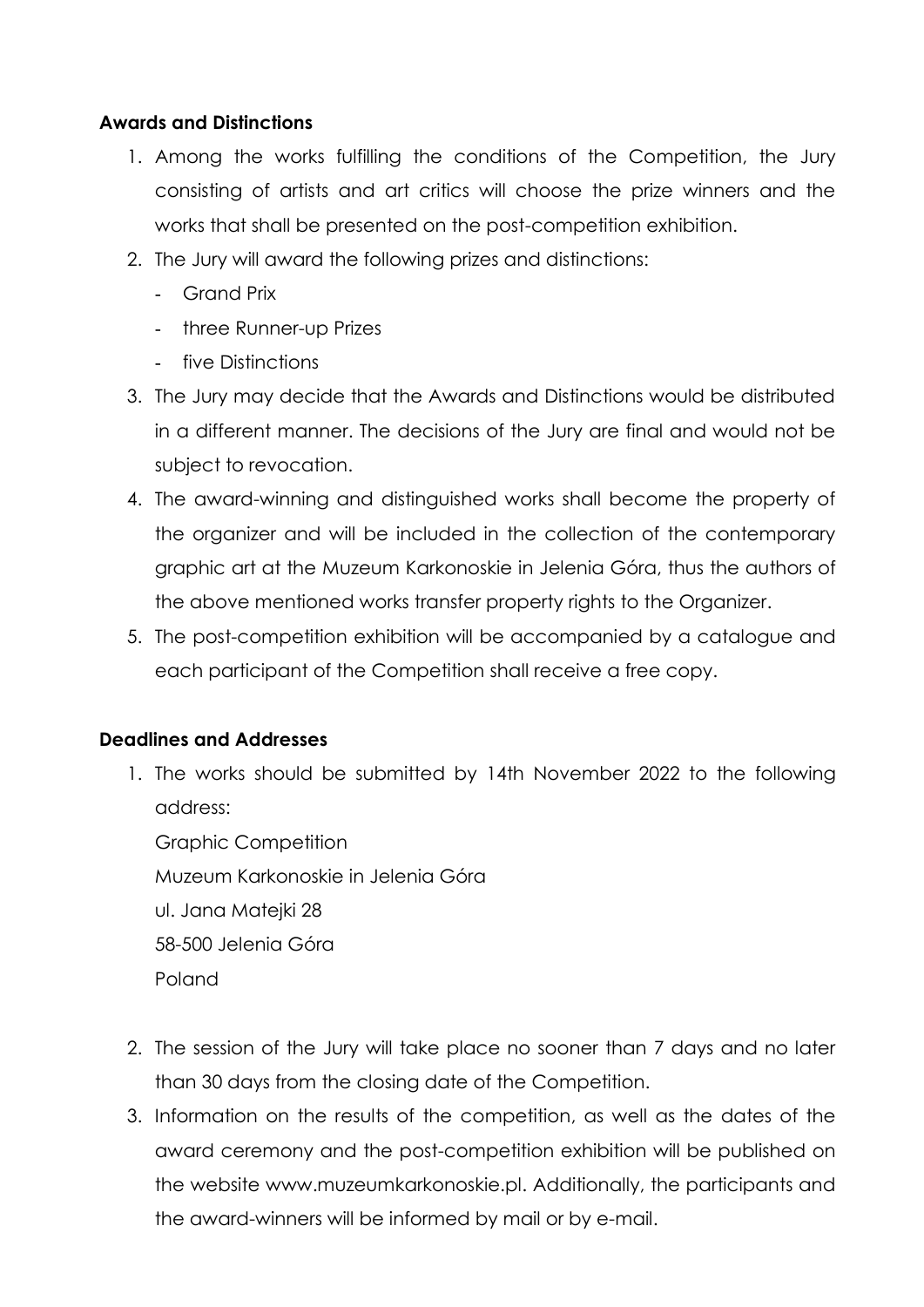**Awards and Distinctions**

1. Among the works fulfilling the conditions of the Competition, the Jury consisting of artists and art critics will choose the prize winners and the works that shall be presented on the post-competition exhibition.
2. The Jury will award the following prizes and distinctions:
   - Grand Prix
   - three Runner-up Prizes
   - five Distinctions
3. The Jury may decide that the Awards and Distinctions would be distributed in a different manner. The decisions of the Jury are final and would not be subject to revocation.
4. The award-winning and distinguished works shall become the property of the organizer and will be included in the collection of the contemporary graphic art at the Muzeum Karkonoskie in Jelenia Góra, thus the authors of the above mentioned works transfer property rights to the Organizer.
5. The post-competition exhibition will be accompanied by a catalogue and each participant of the Competition shall receive a free copy.

**Deadlines and Addresses**

1. The works should be submitted by 14th November 2022 to the following address:

   Graphic Competition
   Muzeum Karkonoskie in Jelenia Góra
   ul. Jana Matejki 28
   58-500 Jelenia Góra
   Poland

2. The session of the Jury will take place no sooner than 7 days and no later than 30 days from the closing date of the Competition.
3. Information on the results of the competition, as well as the dates of the award ceremony and the post-competition exhibition will be published on the website www.muzeumkarkonoskie.pl. Additionally, the participants and the award-winners will be informed by mail or by e-mail.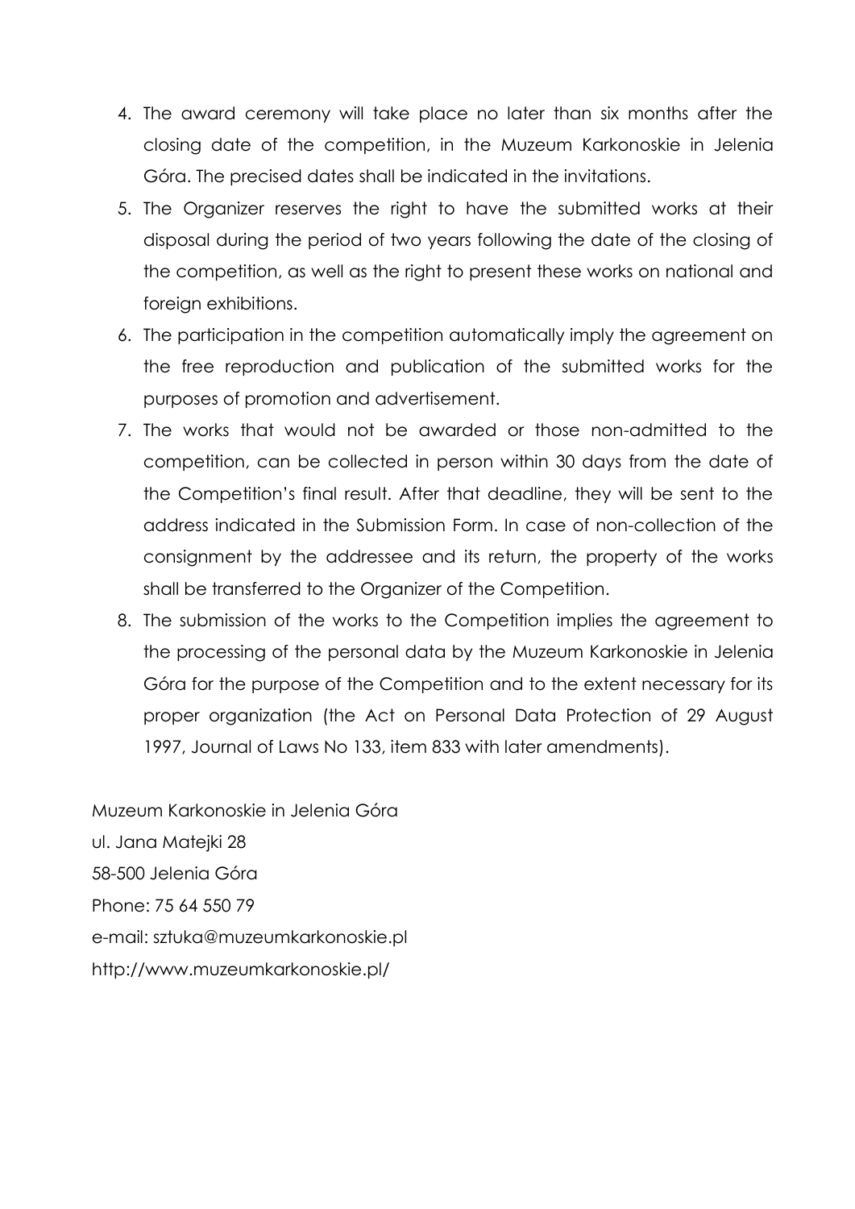4. The award ceremony will take place no later than six months after the closing date of the competition, in the Muzeum Karkonoskie in Jelenia Góra. The precised dates shall be indicated in the invitations.
5. The Organizer reserves the right to have the submitted works at their disposal during the period of two years following the date of the closing of the competition, as well as the right to present these works on national and foreign exhibitions.
6. The participation in the competition automatically imply the agreement on the free reproduction and publication of the submitted works for the purposes of promotion and advertisement.
7. The works that would not be awarded or those non-admitted to the competition, can be collected in person within 30 days from the date of the Competition's final result. After that deadline, they will be sent to the address indicated in the Submission Form. In case of non-collection of the consignment by the addressee and its return, the property of the works shall be transferred to the Organizer of the Competition.
8. The submission of the works to the Competition implies the agreement to the processing of the personal data by the Muzeum Karkonoskie in Jelenia Góra for the purpose of the Competition and to the extent necessary for its proper organization (the Act on Personal Data Protection of 29 August 1997, Journal of Laws No 133, item 833 with later amendments).

Muzeum Karkonoskie in Jelenia Góra
ul. Jana Matejki 28
58-500 Jelenia Góra
Phone: 75 64 550 79
e-mail: sztuka@muzeumkarkonoskie.pl
http://www.muzeumkarkonoskie.pl/